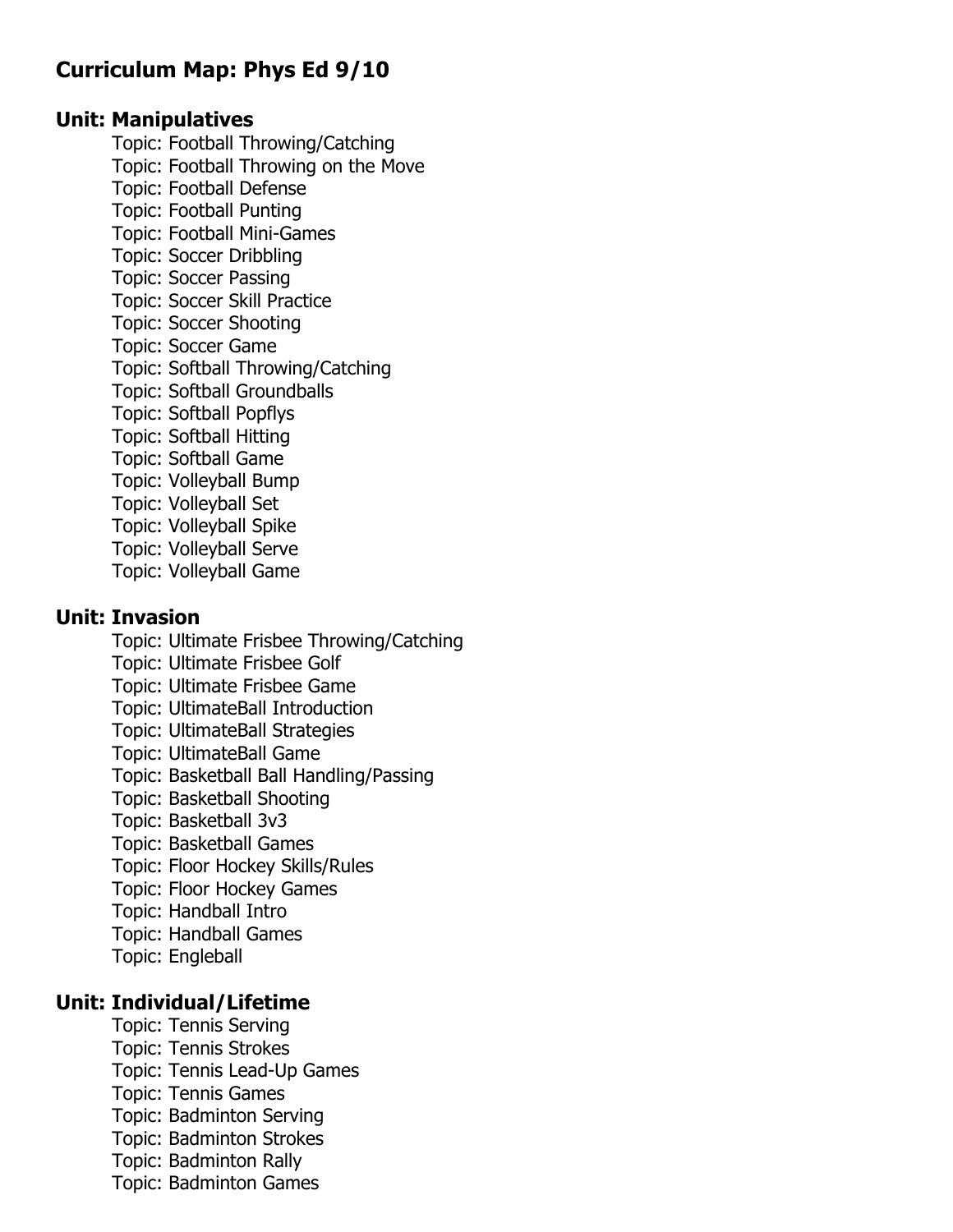# Curriculum Map: Phys Ed 9/10

## Unit: Manipulatives

- Topic: Football Throwing/Catching
- Topic: Football Throwing on the Move
- Topic: Football Defense
- Topic: Football Punting
- Topic: Football Mini-Games
- Topic: Soccer Dribbling
- Topic: Soccer Passing
- Topic: Soccer Skill Practice
- Topic: Soccer Shooting
- Topic: Soccer Game
- Topic: Softball Throwing/Catching
- Topic: Softball Groundballs
- Topic: Softball Popflys
- Topic: Softball Hitting
- Topic: Softball Game
- Topic: Volleyball Bump
- Topic: Volleyball Set
- Topic: Volleyball Spike
- Topic: Volleyball Serve
- Topic: Volleyball Game

## Unit: Invasion

- Topic: Ultimate Frisbee Throwing/Catching
- Topic: Ultimate Frisbee Golf
- Topic: Ultimate Frisbee Game
- Topic: UltimateBall Introduction
- Topic: UltimateBall Strategies
- Topic: UltimateBall Game
- Topic: Basketball Ball Handling/Passing
- Topic: Basketball Shooting
- Topic: Basketball 3v3
- Topic: Basketball Games
- Topic: Floor Hockey Skills/Rules
- Topic: Floor Hockey Games
- Topic: Handball Intro
- Topic: Handball Games
- Topic: Engleball

## Unit: Individual/Lifetime

- Topic: Tennis Serving
- Topic: Tennis Strokes
- Topic: Tennis Lead-Up Games
- Topic: Tennis Games
- Topic: Badminton Serving
- Topic: Badminton Strokes
- Topic: Badminton Rally
- Topic: Badminton Games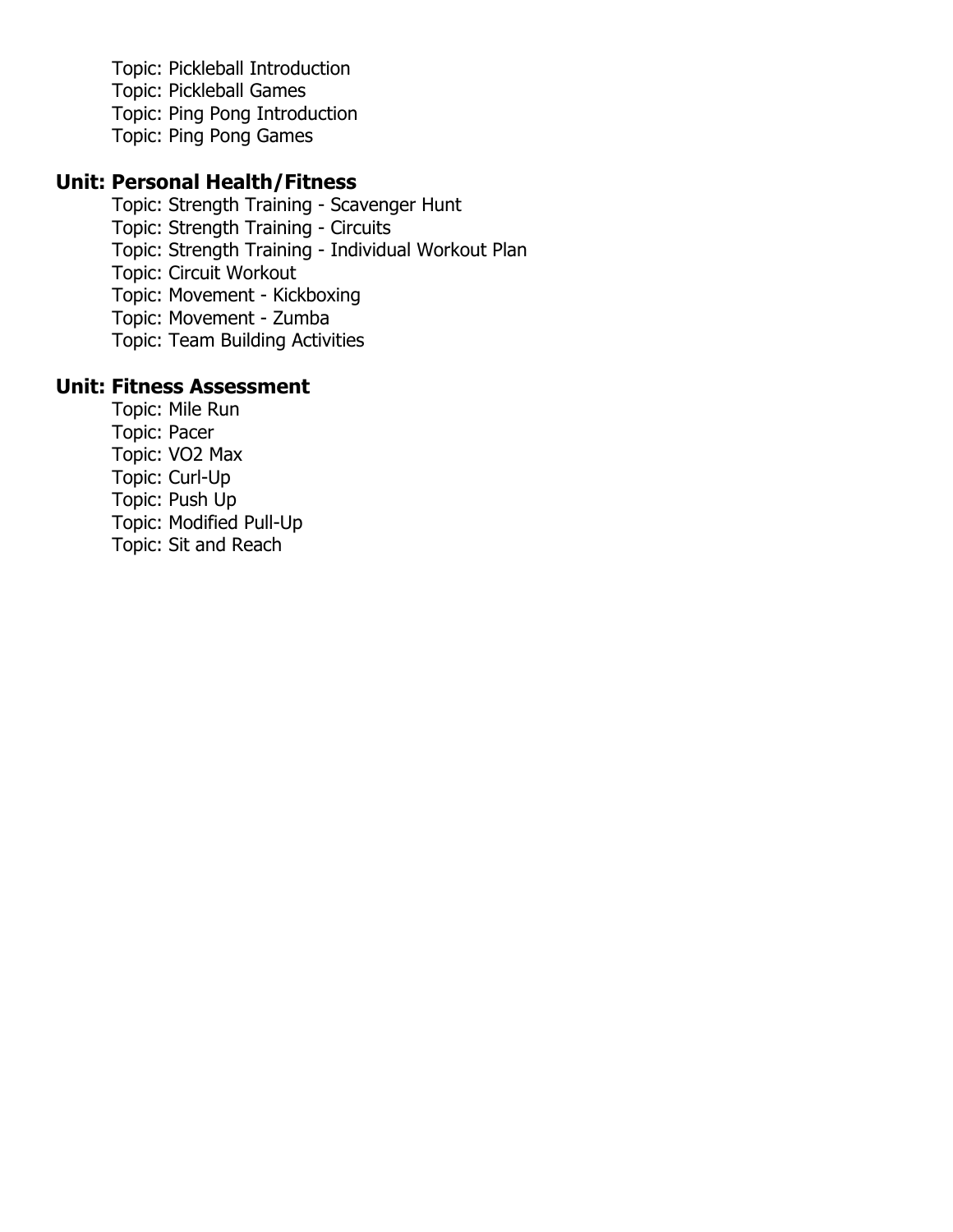Topic: Pickleball Introduction
Topic: Pickleball Games
Topic: Ping Pong Introduction
Topic: Ping Pong Games

## Unit: Personal Health/Fitness

Topic: Strength Training - Scavenger Hunt
Topic: Strength Training - Circuits
Topic: Strength Training - Individual Workout Plan
Topic: Circuit Workout
Topic: Movement - Kickboxing
Topic: Movement - Zumba
Topic: Team Building Activities

## Unit: Fitness Assessment

Topic: Mile Run
Topic: Pacer
Topic: VO2 Max
Topic: Curl-Up
Topic: Push Up
Topic: Modified Pull-Up
Topic: Sit and Reach